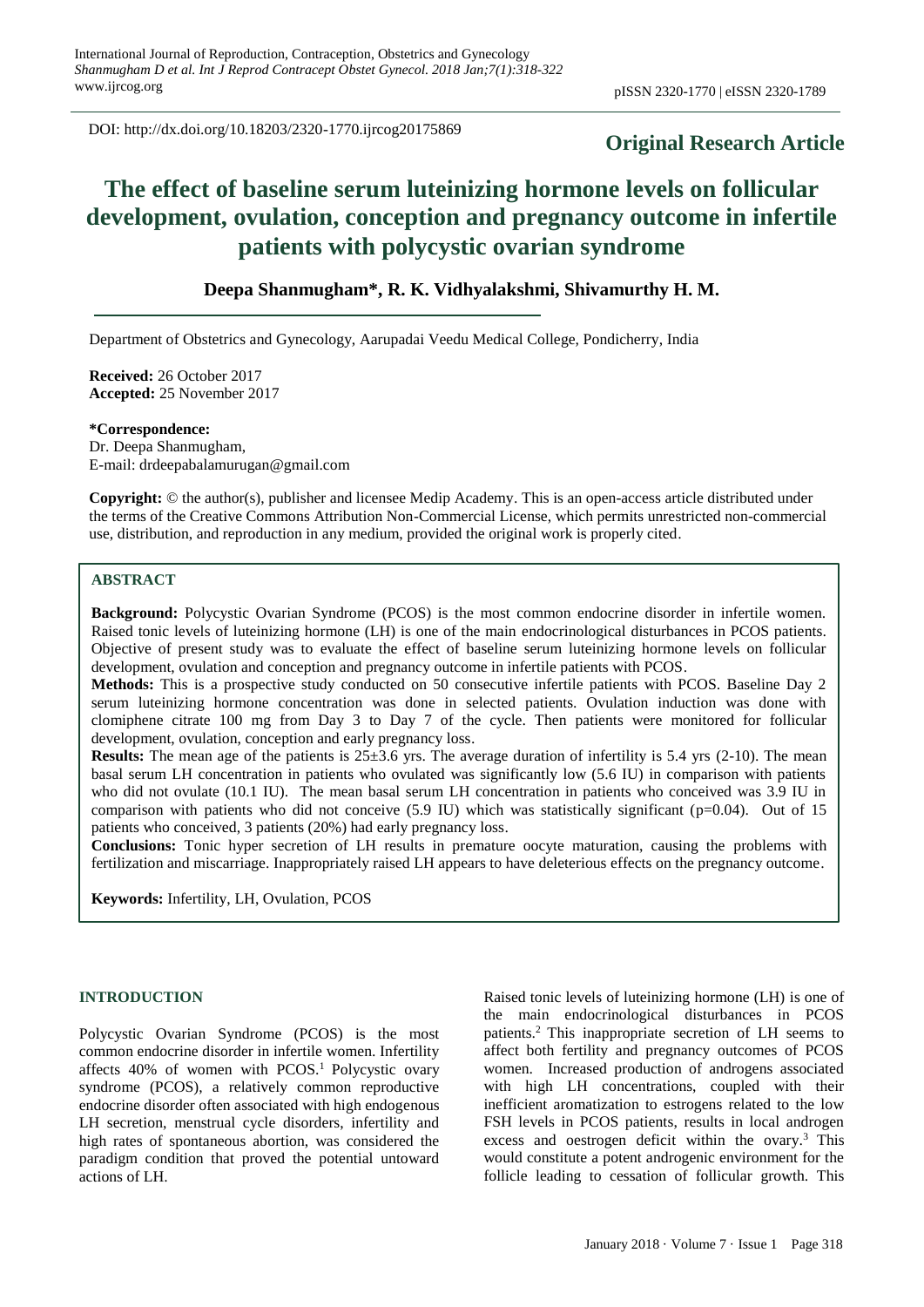DOI: http://dx.doi.org/10.18203/2320-1770.ijrcog20175869

**Original Research Article**

# The effect of baseline serum luteinizing hormone levels on follicular development, ovulation, conception and pregnancy outcome in infertile patients with polycystic ovarian syndrome

**Deepa Shanmugham\*, R. K. Vidhyalakshmi, Shivamurthy H. M.**

Department of Obstetrics and Gynecology, Aarupadai Veedu Medical College, Pondicherry, India

**Received:** 26 October 2017
**Accepted:** 25 November 2017

**\*Correspondence:**
Dr. Deepa Shanmugham,
E-mail: drdeepabalamurugan@gmail.com

**Copyright:** © the author(s), publisher and licensee Medip Academy. This is an open-access article distributed under the terms of the Creative Commons Attribution Non-Commercial License, which permits unrestricted non-commercial use, distribution, and reproduction in any medium, provided the original work is properly cited.

## ABSTRACT

**Background:** Polycystic Ovarian Syndrome (PCOS) is the most common endocrine disorder in infertile women. Raised tonic levels of luteinizing hormone (LH) is one of the main endocrinological disturbances in PCOS patients. Objective of present study was to evaluate the effect of baseline serum luteinizing hormone levels on follicular development, ovulation and conception and pregnancy outcome in infertile patients with PCOS.

**Methods:** This is a prospective study conducted on 50 consecutive infertile patients with PCOS. Baseline Day 2 serum luteinizing hormone concentration was done in selected patients. Ovulation induction was done with clomiphene citrate 100 mg from Day 3 to Day 7 of the cycle. Then patients were monitored for follicular development, ovulation, conception and early pregnancy loss.

**Results:** The mean age of the patients is 25±3.6 yrs. The average duration of infertility is 5.4 yrs (2-10). The mean basal serum LH concentration in patients who ovulated was significantly low (5.6 IU) in comparison with patients who did not ovulate (10.1 IU). The mean basal serum LH concentration in patients who conceived was 3.9 IU in comparison with patients who did not conceive (5.9 IU) which was statistically significant ($p=0.04$). Out of 15 patients who conceived, 3 patients (20%) had early pregnancy loss.

**Conclusions:** Tonic hyper secretion of LH results in premature oocyte maturation, causing the problems with fertilization and miscarriage. Inappropriately raised LH appears to have deleterious effects on the pregnancy outcome.

**Keywords:** Infertility, LH, Ovulation, PCOS

## INTRODUCTION

Polycystic Ovarian Syndrome (PCOS) is the most common endocrine disorder in infertile women. Infertility affects 40% of women with PCOS.[1] Polycystic ovary syndrome (PCOS), a relatively common reproductive endocrine disorder often associated with high endogenous LH secretion, menstrual cycle disorders, infertility and high rates of spontaneous abortion, was considered the paradigm condition that proved the potential untoward actions of LH.

Raised tonic levels of luteinizing hormone (LH) is one of the main endocrinological disturbances in PCOS patients.[2] This inappropriate secretion of LH seems to affect both fertility and pregnancy outcomes of PCOS women. Increased production of androgens associated with high LH concentrations, coupled with their inefficient aromatization to estrogens related to the low FSH levels in PCOS patients, results in local androgen excess and oestrogen deficit within the ovary.[3] This would constitute a potent androgenic environment for the follicle leading to cessation of follicular growth. This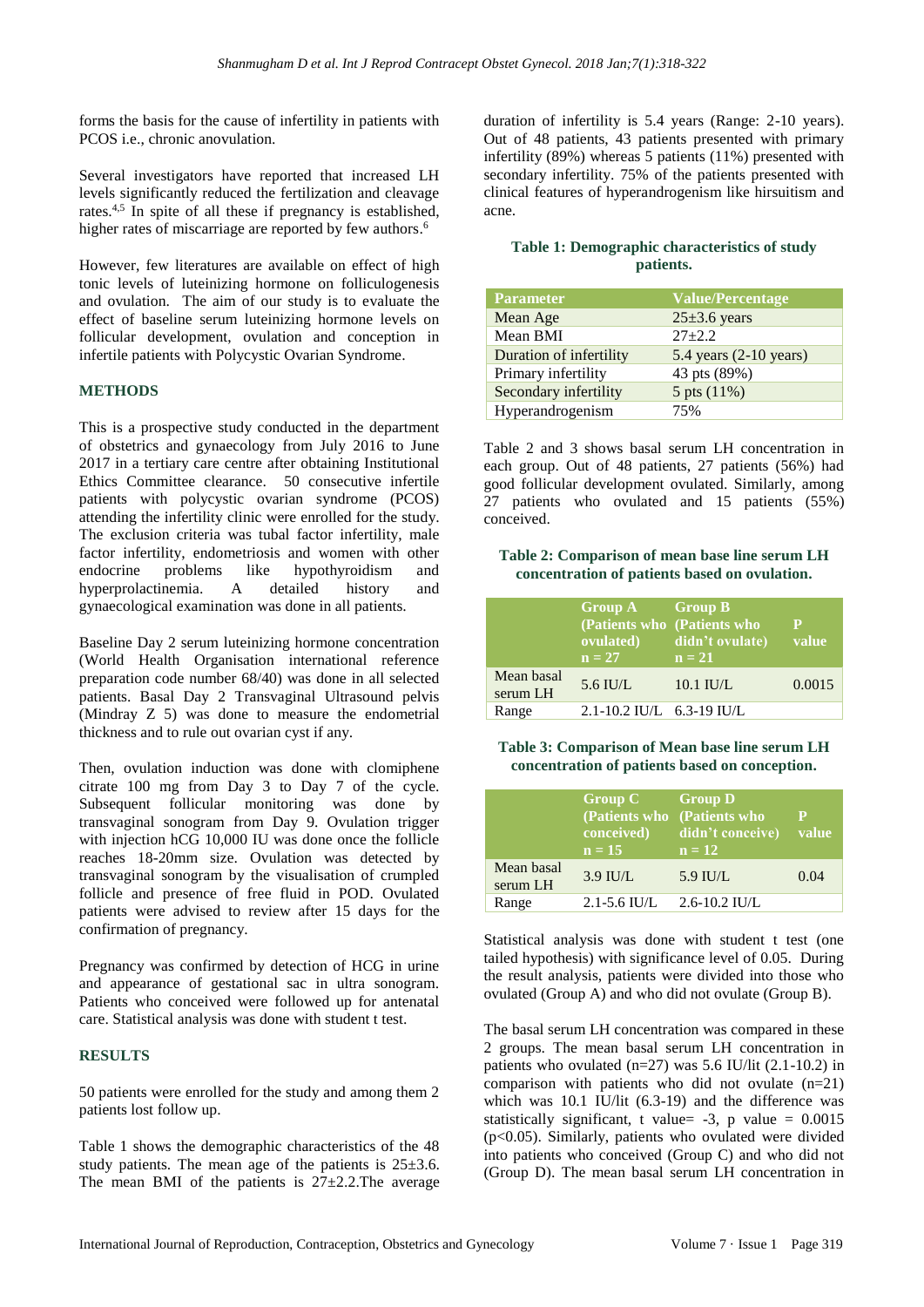forms the basis for the cause of infertility in patients with PCOS i.e., chronic anovulation.

Several investigators have reported that increased LH levels significantly reduced the fertilization and cleavage rates.[4,5] In spite of all these if pregnancy is established, higher rates of miscarriage are reported by few authors.[6]

However, few literatures are available on effect of high tonic levels of luteinizing hormone on folliculogenesis and ovulation. The aim of our study is to evaluate the effect of baseline serum luteinizing hormone levels on follicular development, ovulation and conception in infertile patients with Polycystic Ovarian Syndrome.

## METHODS

This is a prospective study conducted in the department of obstetrics and gynaecology from July 2016 to June 2017 in a tertiary care centre after obtaining Institutional Ethics Committee clearance. 50 consecutive infertile patients with polycystic ovarian syndrome (PCOS) attending the infertility clinic were enrolled for the study. The exclusion criteria was tubal factor infertility, male factor infertility, endometriosis and women with other endocrine problems like hypothyroidism and hyperprolactinemia. A detailed history and gynaecological examination was done in all patients.

Baseline Day 2 serum luteinizing hormone concentration (World Health Organisation international reference preparation code number 68/40) was done in all selected patients. Basal Day 2 Transvaginal Ultrasound pelvis (Mindray Z 5) was done to measure the endometrial thickness and to rule out ovarian cyst if any.

Then, ovulation induction was done with clomiphene citrate 100 mg from Day 3 to Day 7 of the cycle. Subsequent follicular monitoring was done by transvaginal sonogram from Day 9. Ovulation trigger with injection hCG 10,000 IU was done once the follicle reaches 18-20mm size. Ovulation was detected by transvaginal sonogram by the visualisation of crumpled follicle and presence of free fluid in POD. Ovulated patients were advised to review after 15 days for the confirmation of pregnancy.

Pregnancy was confirmed by detection of HCG in urine and appearance of gestational sac in ultra sonogram. Patients who conceived were followed up for antenatal care. Statistical analysis was done with student t test.

## RESULTS

50 patients were enrolled for the study and among them 2 patients lost follow up.

Table 1 shows the demographic characteristics of the 48 study patients. The mean age of the patients is 25±3.6. The mean BMI of the patients is 27±2.2.The average duration of infertility is 5.4 years (Range: 2-10 years). Out of 48 patients, 43 patients presented with primary infertility (89%) whereas 5 patients (11%) presented with secondary infertility. 75% of the patients presented with clinical features of hyperandrogenism like hirsuitism and acne.

**Table 1: Demographic characteristics of study patients.**

| Parameter | Value/Percentage |
|---|---|
| Mean Age | 25±3.6 years |
| Mean BMI | 27±2.2 |
| Duration of infertility | 5.4 years (2-10 years) |
| Primary infertility | 43 pts (89%) |
| Secondary infertility | 5 pts (11%) |
| Hyperandrogenism | 75% |

Table 2 and 3 shows basal serum LH concentration in each group. Out of 48 patients, 27 patients (56%) had good follicular development ovulated. Similarly, among 27 patients who ovulated and 15 patients (55%) conceived.

**Table 2: Comparison of mean base line serum LH concentration of patients based on ovulation.**

| | Group A (Patients who ovulated) n = 27 | Group B (Patients who didn't ovulate) n = 21 | P value |
|---|---|---|---|
| Mean basal serum LH | 5.6 IU/L | 10.1 IU/L | 0.0015 |
| Range | 2.1-10.2 IU/L | 6.3-19 IU/L | |

**Table 3: Comparison of Mean base line serum LH concentration of patients based on conception.**

| | Group C (Patients who conceived) n = 15 | Group D (Patients who didn't conceive) n = 12 | P value |
|---|---|---|---|
| Mean basal serum LH | 3.9 IU/L | 5.9 IU/L | 0.04 |
| Range | 2.1-5.6 IU/L | 2.6-10.2 IU/L | |

Statistical analysis was done with student t test (one tailed hypothesis) with significance level of 0.05. During the result analysis, patients were divided into those who ovulated (Group A) and who did not ovulate (Group B).

The basal serum LH concentration was compared in these 2 groups. The mean basal serum LH concentration in patients who ovulated (n=27) was 5.6 IU/lit (2.1-10.2) in comparison with patients who did not ovulate (n=21) which was 10.1 IU/lit (6.3-19) and the difference was statistically significant, t value= -3, p value = 0.0015 ($p<0.05$). Similarly, patients who ovulated were divided into patients who conceived (Group C) and who did not (Group D). The mean basal serum LH concentration in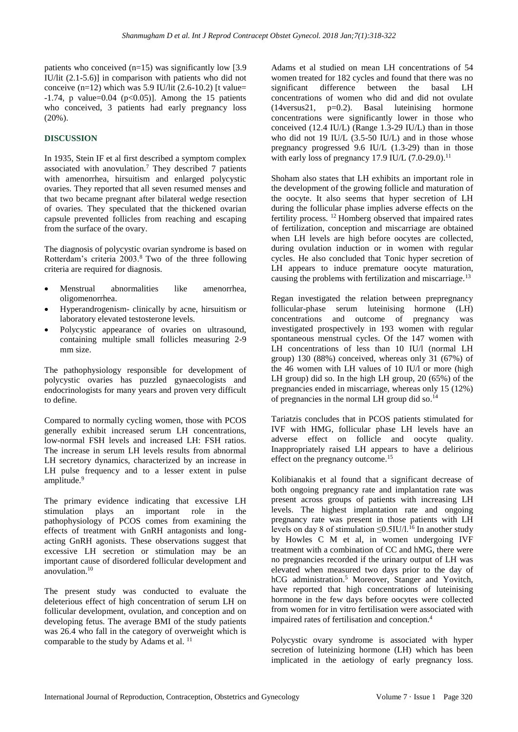patients who conceived (n=15) was significantly low [3.9 IU/lit (2.1-5.6)] in comparison with patients who did not conceive (n=12) which was 5.9 IU/lit (2.6-10.2) [t value= -1.74, p value=0.04 ($p<0.05$)]. Among the 15 patients who conceived, 3 patients had early pregnancy loss (20%).

## DISCUSSION

In 1935, Stein IF et al first described a symptom complex associated with anovulation.[7] They described 7 patients with amenorrhea, hirsuitism and enlarged polycystic ovaries. They reported that all seven resumed menses and that two became pregnant after bilateral wedge resection of ovaries. They speculated that the thickened ovarian capsule prevented follicles from reaching and escaping from the surface of the ovary.

The diagnosis of polycystic ovarian syndrome is based on Rotterdam's criteria 2003.[8] Two of the three following criteria are required for diagnosis.

- Menstrual abnormalities like amenorrhea, oligomenorrhea.
- Hyperandrogenism- clinically by acne, hirsuitism or laboratory elevated testosterone levels.
- Polycystic appearance of ovaries on ultrasound, containing multiple small follicles measuring 2-9 mm size.

The pathophysiology responsible for development of polycystic ovaries has puzzled gynaecologists and endocrinologists for many years and proven very difficult to define.

Compared to normally cycling women, those with PCOS generally exhibit increased serum LH concentrations, low-normal FSH levels and increased LH: FSH ratios. The increase in serum LH levels results from abnormal LH secretory dynamics, characterized by an increase in LH pulse frequency and to a lesser extent in pulse amplitude.[9]

The primary evidence indicating that excessive LH stimulation plays an important role in the pathophysiology of PCOS comes from examining the effects of treatment with GnRH antagonists and long-acting GnRH agonists. These observations suggest that excessive LH secretion or stimulation may be an important cause of disordered follicular development and anovulation.[10]

The present study was conducted to evaluate the deleterious effect of high concentration of serum LH on follicular development, ovulation, and conception and on developing fetus. The average BMI of the study patients was 26.4 who fall in the category of overweight which is comparable to the study by Adams et al. [11]

Adams et al studied on mean LH concentrations of 54 women treated for 182 cycles and found that there was no significant difference between the basal LH concentrations of women who did and did not ovulate (14versus21, p=0.2). Basal luteinising hormone concentrations were significantly lower in those who conceived (12.4 IU/L) (Range 1.3-29 IU/L) than in those who did not 19 IU/L (3.5-50 IU/L) and in those whose pregnancy progressed 9.6 IU/L (1.3-29) than in those with early loss of pregnancy 17.9 IU/L (7.0-29.0).[11]

Shoham also states that LH exhibits an important role in the development of the growing follicle and maturation of the oocyte. It also seems that hyper secretion of LH during the follicular phase implies adverse effects on the fertility process. [12] Homberg observed that impaired rates of fertilization, conception and miscarriage are obtained when LH levels are high before oocytes are collected, during ovulation induction or in women with regular cycles. He also concluded that Tonic hyper secretion of LH appears to induce premature oocyte maturation, causing the problems with fertilization and miscarriage.[13]

Regan investigated the relation between prepregnancy follicular-phase serum luteinising hormone (LH) concentrations and outcome of pregnancy was investigated prospectively in 193 women with regular spontaneous menstrual cycles. Of the 147 women with LH concentrations of less than 10 IU/l (normal LH group) 130 (88%) conceived, whereas only 31 (67%) of the 46 women with LH values of 10 IU/l or more (high LH group) did so. In the high LH group, 20 (65%) of the pregnancies ended in miscarriage, whereas only 15 (12%) of pregnancies in the normal LH group did so.[14]

Tariatzis concludes that in PCOS patients stimulated for IVF with HMG, follicular phase LH levels have an adverse effect on follicle and oocyte quality. Inappropriately raised LH appears to have a delirious effect on the pregnancy outcome.[15]

Kolibianakis et al found that a significant decrease of both ongoing pregnancy rate and implantation rate was present across groups of patients with increasing LH levels. The highest implantation rate and ongoing pregnancy rate was present in those patients with LH levels on day 8 of stimulation ≤0.5IU/l.[16] In another study by Howles C M et al, in women undergoing IVF treatment with a combination of CC and hMG, there were no pregnancies recorded if the urinary output of LH was elevated when measured two days prior to the day of hCG administration.[5] Moreover, Stanger and Yovitch, have reported that high concentrations of luteinising hormone in the few days before oocytes were collected from women for in vitro fertilisation were associated with impaired rates of fertilisation and conception.[4]

Polycystic ovary syndrome is associated with hyper secretion of luteinizing hormone (LH) which has been implicated in the aetiology of early pregnancy loss.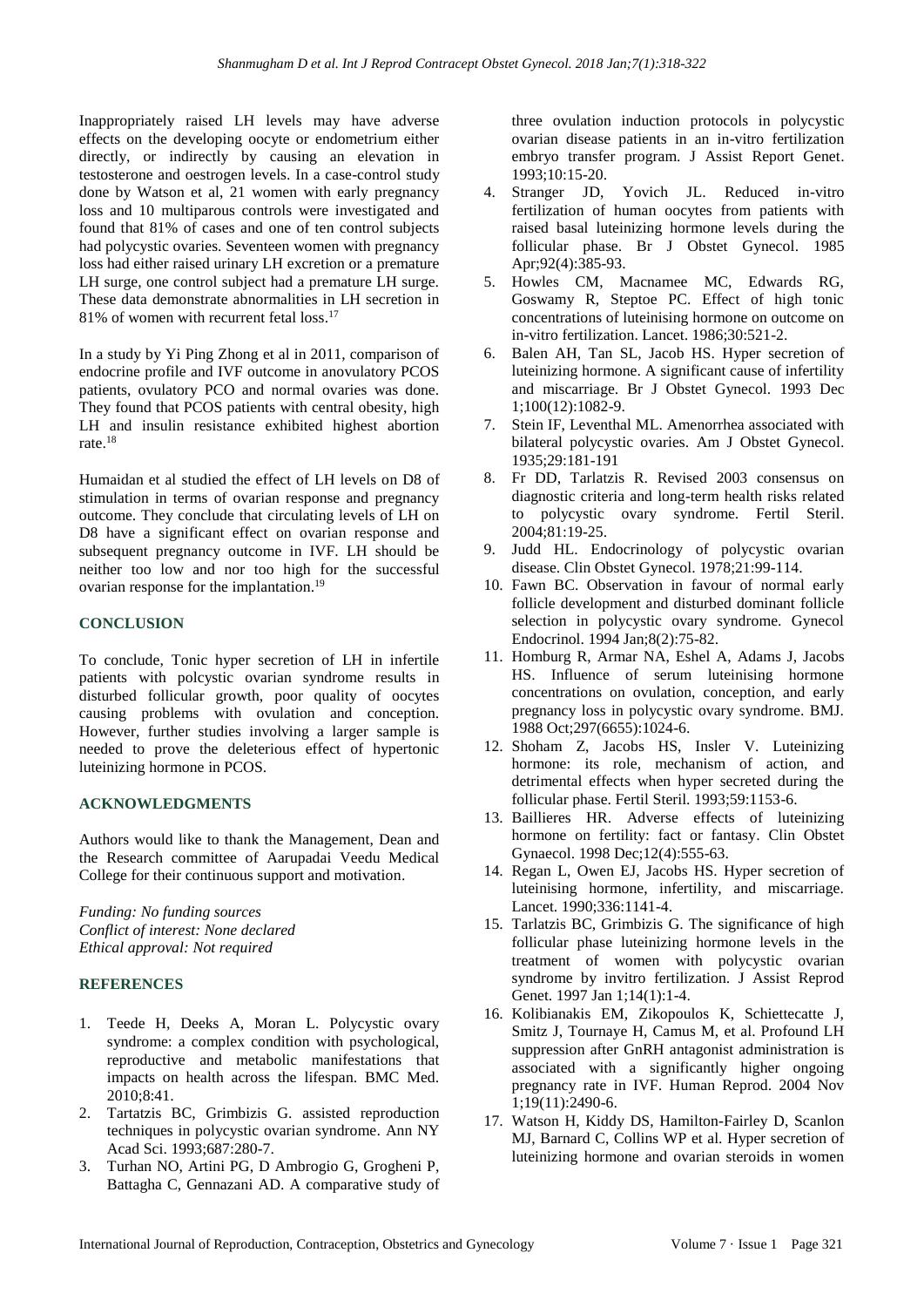Inappropriately raised LH levels may have adverse effects on the developing oocyte or endometrium either directly, or indirectly by causing an elevation in testosterone and oestrogen levels. In a case-control study done by Watson et al, 21 women with early pregnancy loss and 10 multiparous controls were investigated and found that 81% of cases and one of ten control subjects had polycystic ovaries. Seventeen women with pregnancy loss had either raised urinary LH excretion or a premature LH surge, one control subject had a premature LH surge. These data demonstrate abnormalities in LH secretion in 81% of women with recurrent fetal loss.[17]

In a study by Yi Ping Zhong et al in 2011, comparison of endocrine profile and IVF outcome in anovulatory PCOS patients, ovulatory PCO and normal ovaries was done. They found that PCOS patients with central obesity, high LH and insulin resistance exhibited highest abortion rate.[18]

Humaidan et al studied the effect of LH levels on D8 of stimulation in terms of ovarian response and pregnancy outcome. They conclude that circulating levels of LH on D8 have a significant effect on ovarian response and subsequent pregnancy outcome in IVF. LH should be neither too low and nor too high for the successful ovarian response for the implantation.[19]

## CONCLUSION

To conclude, Tonic hyper secretion of LH in infertile patients with polcystic ovarian syndrome results in disturbed follicular growth, poor quality of oocytes causing problems with ovulation and conception. However, further studies involving a larger sample is needed to prove the deleterious effect of hypertonic luteinizing hormone in PCOS.

## ACKNOWLEDGMENTS

Authors would like to thank the Management, Dean and the Research committee of Aarupadai Veedu Medical College for their continuous support and motivation.

*Funding: No funding sources*
*Conflict of interest: None declared*
*Ethical approval: Not required*

## REFERENCES

1. Teede H, Deeks A, Moran L. Polycystic ovary syndrome: a complex condition with psychological, reproductive and metabolic manifestations that impacts on health across the lifespan. BMC Med. 2010;8:41.
2. Tartatzis BC, Grimbizis G. assisted reproduction techniques in polycystic ovarian syndrome. Ann NY Acad Sci. 1993;687:280-7.
3. Turhan NO, Artini PG, D Ambrogio G, Grogheni P, Battagha C, Gennazani AD. A comparative study of three ovulation induction protocols in polycystic ovarian disease patients in an in-vitro fertilization embryo transfer program. J Assist Report Genet. 1993;10:15-20.
4. Stranger JD, Yovich JL. Reduced in-vitro fertilization of human oocytes from patients with raised basal luteinizing hormone levels during the follicular phase. Br J Obstet Gynecol. 1985 Apr;92(4):385-93.
5. Howles CM, Macnamee MC, Edwards RG, Goswamy R, Steptoe PC. Effect of high tonic concentrations of luteinising hormone on outcome on in-vitro fertilization. Lancet. 1986;30:521-2.
6. Balen AH, Tan SL, Jacob HS. Hyper secretion of luteinizing hormone. A significant cause of infertility and miscarriage. Br J Obstet Gynecol. 1993 Dec 1;100(12):1082-9.
7. Stein IF, Leventhal ML. Amenorrhea associated with bilateral polycystic ovaries. Am J Obstet Gynecol. 1935;29:181-191
8. Fr DD, Tarlatzis R. Revised 2003 consensus on diagnostic criteria and long-term health risks related to polycystic ovary syndrome. Fertil Steril. 2004;81:19-25.
9. Judd HL. Endocrinology of polycystic ovarian disease. Clin Obstet Gynecol. 1978;21:99-114.
10. Fawn BC. Observation in favour of normal early follicle development and disturbed dominant follicle selection in polycystic ovary syndrome. Gynecol Endocrinol. 1994 Jan;8(2):75-82.
11. Homburg R, Armar NA, Eshel A, Adams J, Jacobs HS. Influence of serum luteinising hormone concentrations on ovulation, conception, and early pregnancy loss in polycystic ovary syndrome. BMJ. 1988 Oct;297(6655):1024-6.
12. Shoham Z, Jacobs HS, Insler V. Luteinizing hormone: its role, mechanism of action, and detrimental effects when hyper secreted during the follicular phase. Fertil Steril. 1993;59:1153-6.
13. Baillieres HR. Adverse effects of luteinizing hormone on fertility: fact or fantasy. Clin Obstet Gynaecol. 1998 Dec;12(4):555-63.
14. Regan L, Owen EJ, Jacobs HS. Hyper secretion of luteinising hormone, infertility, and miscarriage. Lancet. 1990;336:1141-4.
15. Tarlatzis BC, Grimbizis G. The significance of high follicular phase luteinizing hormone levels in the treatment of women with polycystic ovarian syndrome by invitro fertilization. J Assist Reprod Genet. 1997 Jan 1;14(1):1-4.
16. Kolibianakis EM, Zikopoulos K, Schiettecatte J, Smitz J, Tournaye H, Camus M, et al. Profound LH suppression after GnRH antagonist administration is associated with a significantly higher ongoing pregnancy rate in IVF. Human Reprod. 2004 Nov 1;19(11):2490-6.
17. Watson H, Kiddy DS, Hamilton-Fairley D, Scanlon MJ, Barnard C, Collins WP et al. Hyper secretion of luteinizing hormone and ovarian steroids in women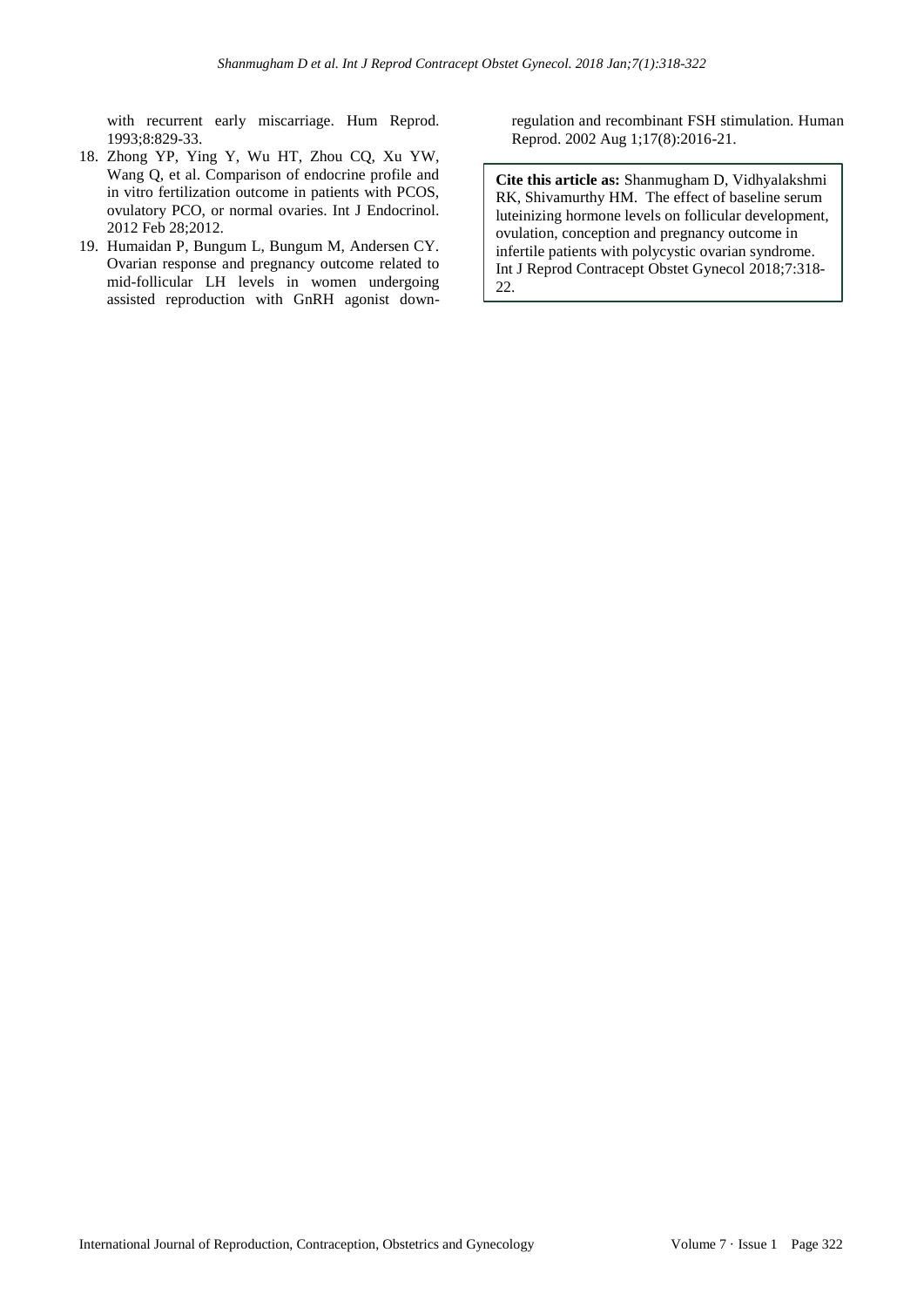with recurrent early miscarriage. Hum Reprod. 1993;8:829-33.

18. Zhong YP, Ying Y, Wu HT, Zhou CQ, Xu YW, Wang Q, et al. Comparison of endocrine profile and in vitro fertilization outcome in patients with PCOS, ovulatory PCO, or normal ovaries. Int J Endocrinol. 2012 Feb 28;2012.
19. Humaidan P, Bungum L, Bungum M, Andersen CY. Ovarian response and pregnancy outcome related to mid-follicular LH levels in women undergoing assisted reproduction with GnRH agonist down-regulation and recombinant FSH stimulation. Human Reprod. 2002 Aug 1;17(8):2016-21.

**Cite this article as:** Shanmugham D, Vidhyalakshmi RK, Shivamurthy HM. The effect of baseline serum luteinizing hormone levels on follicular development, ovulation, conception and pregnancy outcome in infertile patients with polycystic ovarian syndrome. Int J Reprod Contracept Obstet Gynecol 2018;7:318-22.